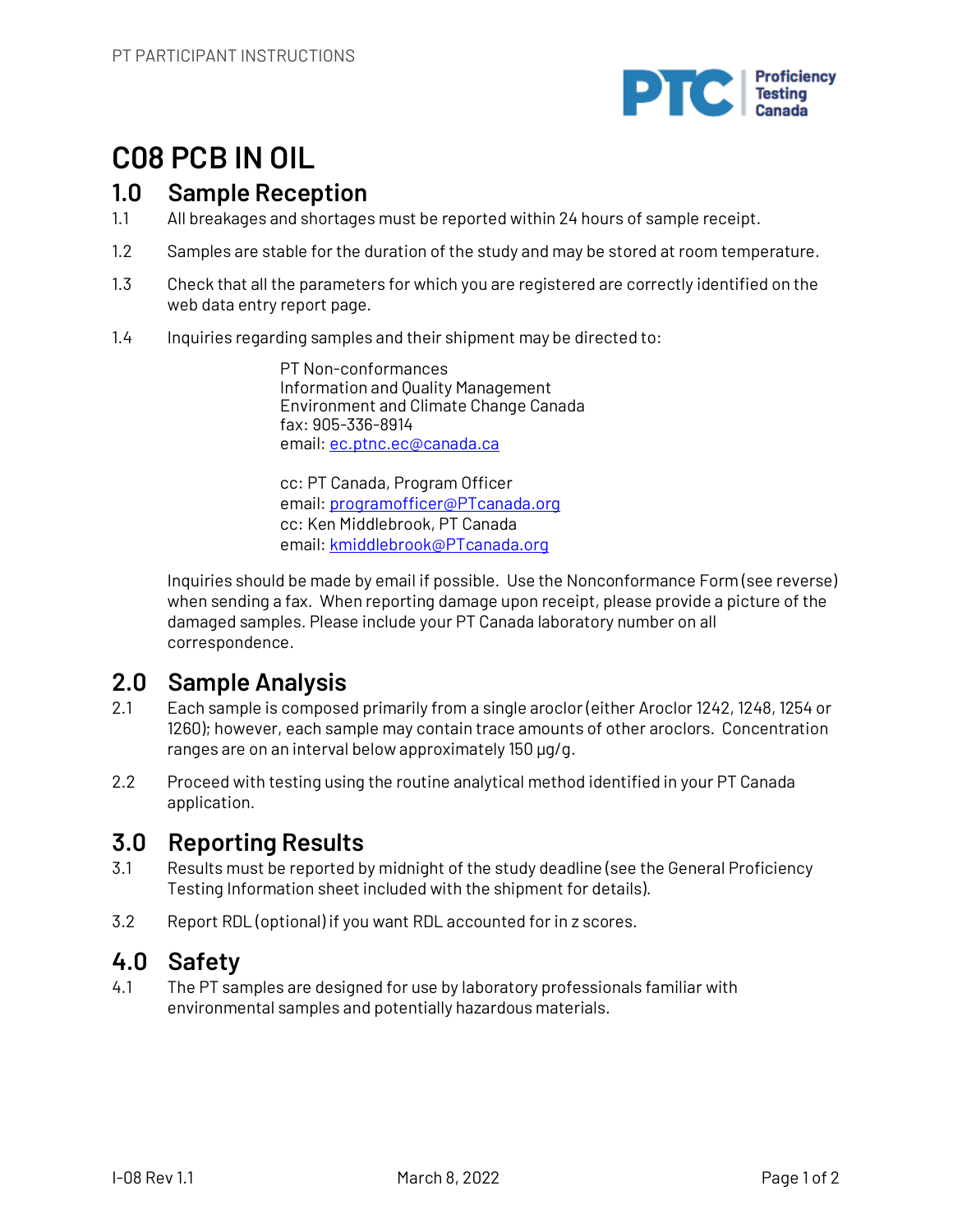# C08 PCB IN OIL

## 1.0 Sample Reception

1.1 All breakages and shortages must be reported within 24 hours of sample receipt.

1.2 Samples are stable for the duration of the study and may be stored at room temperature.

1.3 Check that all the parameters for which you are registered are correctly identified on the web data entry report page.

1.4 Inquiries regarding samples and their shipment may be directed to:

PT Non-conformances
Information and Quality Management
Environment and Climate Change Canada
fax: 905-336-8914
email: ec.ptnc.ec@canada.ca

cc: PT Canada, Program Officer
email: programofficer@PTcanada.org
cc: Ken Middlebrook, PT Canada
email: kmiddlebrook@PTcanada.org

Inquiries should be made by email if possible. Use the Nonconformance Form (see reverse) when sending a fax. When reporting damage upon receipt, please provide a picture of the damaged samples. Please include your PT Canada laboratory number on all correspondence.

## 2.0 Sample Analysis

2.1 Each sample is composed primarily from a single aroclor (either Aroclor 1242, 1248, 1254 or 1260); however, each sample may contain trace amounts of other aroclors. Concentration ranges are on an interval below approximately 150 µg/g.

2.2 Proceed with testing using the routine analytical method identified in your PT Canada application.

## 3.0 Reporting Results

3.1 Results must be reported by midnight of the study deadline (see the General Proficiency Testing Information sheet included with the shipment for details).

3.2 Report RDL (optional) if you want RDL accounted for in z scores.

## 4.0 Safety

4.1 The PT samples are designed for use by laboratory professionals familiar with environmental samples and potentially hazardous materials.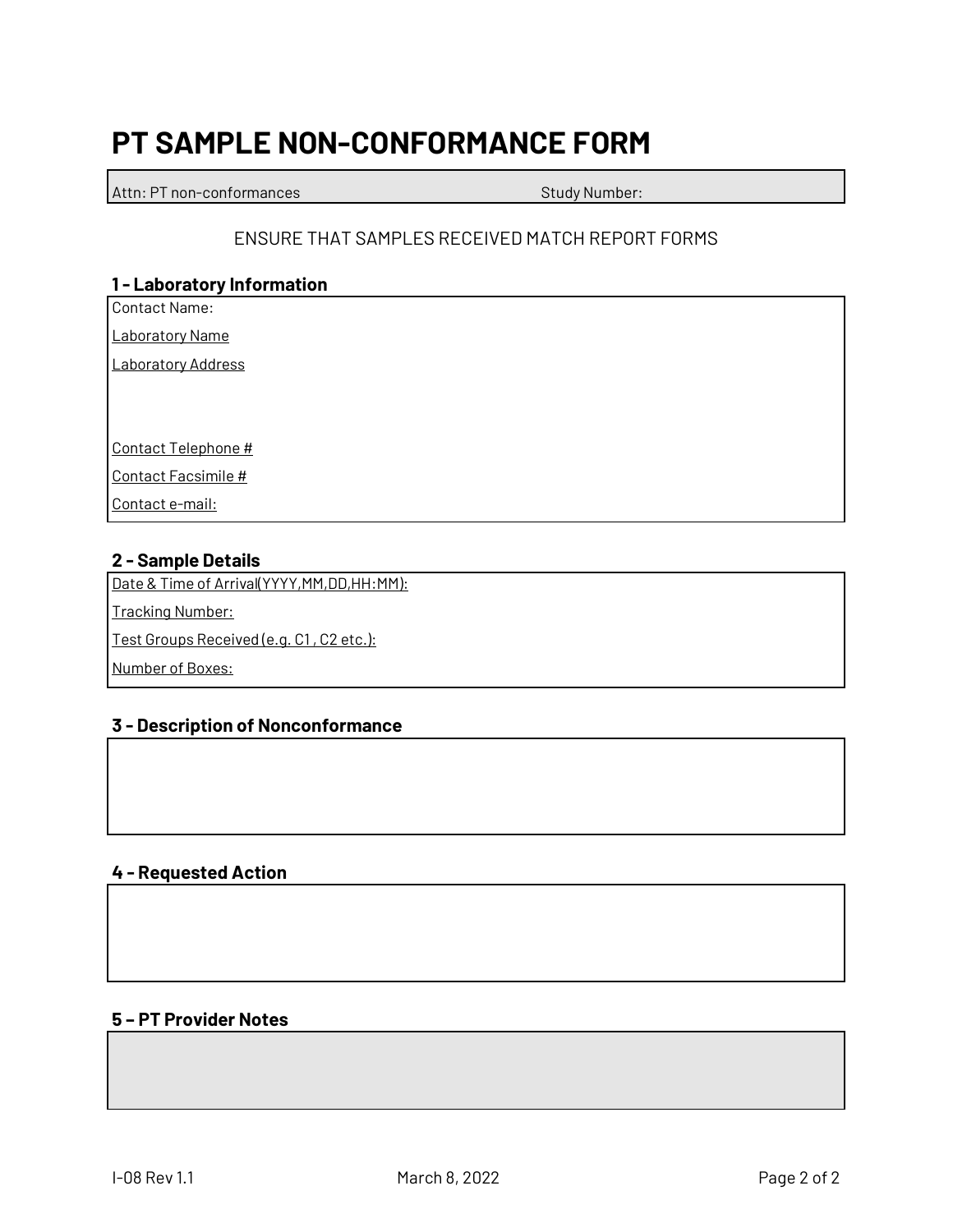# PT SAMPLE NON-CONFORMANCE FORM

Attn: PT non-conformances　　　　　　　　Study Number:

ENSURE THAT SAMPLES RECEIVED MATCH REPORT FORMS

## 1 - Laboratory Information

Contact Name:

Laboratory Name

Laboratory Address

Contact Telephone #

Contact Facsimile #

Contact e-mail:

## 2 - Sample Details

Date & Time of Arrival(YYYY,MM,DD,HH:MM):

Tracking Number:

Test Groups Received (e.g. C1 , C2 etc.):

Number of Boxes:

## 3 - Description of Nonconformance

## 4 - Requested Action

## 5 – PT Provider Notes

I-08 Rev 1.1　　　　March 8, 2022